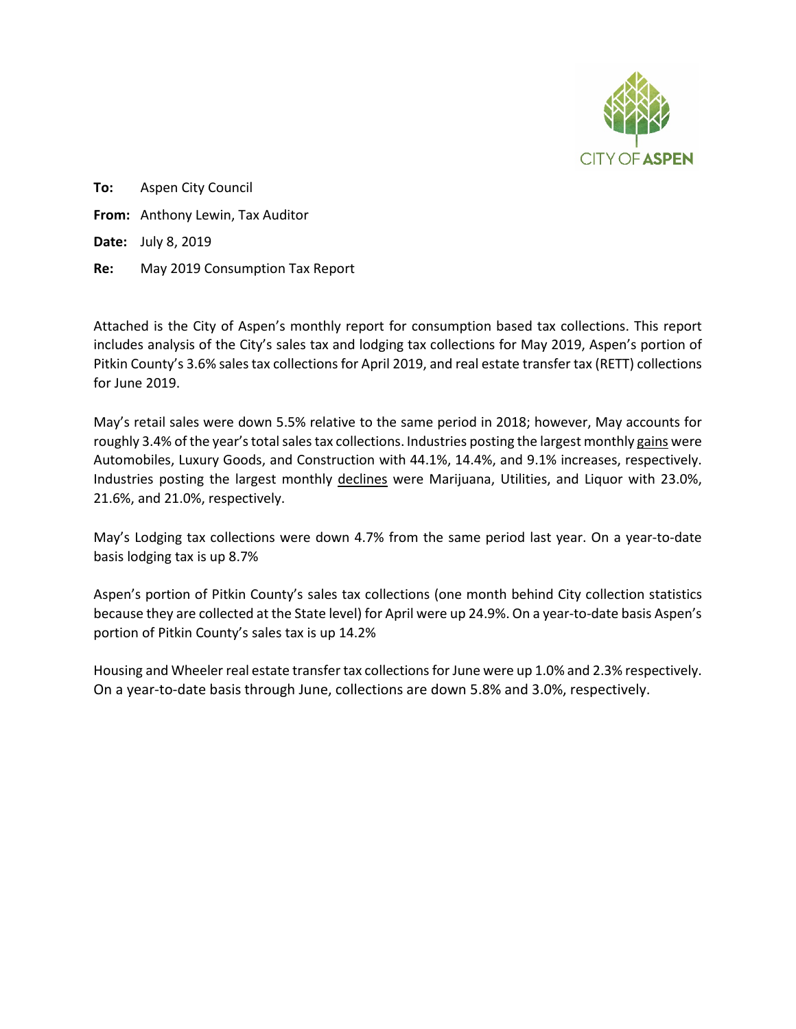CITY OF ASPEN

**To:** Aspen City Council

**From:** Anthony Lewin, Tax Auditor

**Date:** July 8, 2019

**Re:** May 2019 Consumption Tax Report

Attached is the City of Aspen's monthly report for consumption based tax collections. This report includes analysis of the City's sales tax and lodging tax collections for May 2019, Aspen's portion of Pitkin County's 3.6% sales tax collections for April 2019, and real estate transfer tax (RETT) collections for June 2019.

May's retail sales were down 5.5% relative to the same period in 2018; however, May accounts for roughly 3.4% of the year's total sales tax collections. Industries posting the largest monthly <u>gains</u> were Automobiles, Luxury Goods, and Construction with 44.1%, 14.4%, and 9.1% increases, respectively. Industries posting the largest monthly <u>declines</u> were Marijuana, Utilities, and Liquor with 23.0%, 21.6%, and 21.0%, respectively.

May's Lodging tax collections were down 4.7% from the same period last year. On a year-to-date basis lodging tax is up 8.7%

Aspen's portion of Pitkin County's sales tax collections (one month behind City collection statistics because they are collected at the State level) for April were up 24.9%. On a year-to-date basis Aspen's portion of Pitkin County's sales tax is up 14.2%

Housing and Wheeler real estate transfer tax collections for June were up 1.0% and 2.3% respectively. On a year-to-date basis through June, collections are down 5.8% and 3.0%, respectively.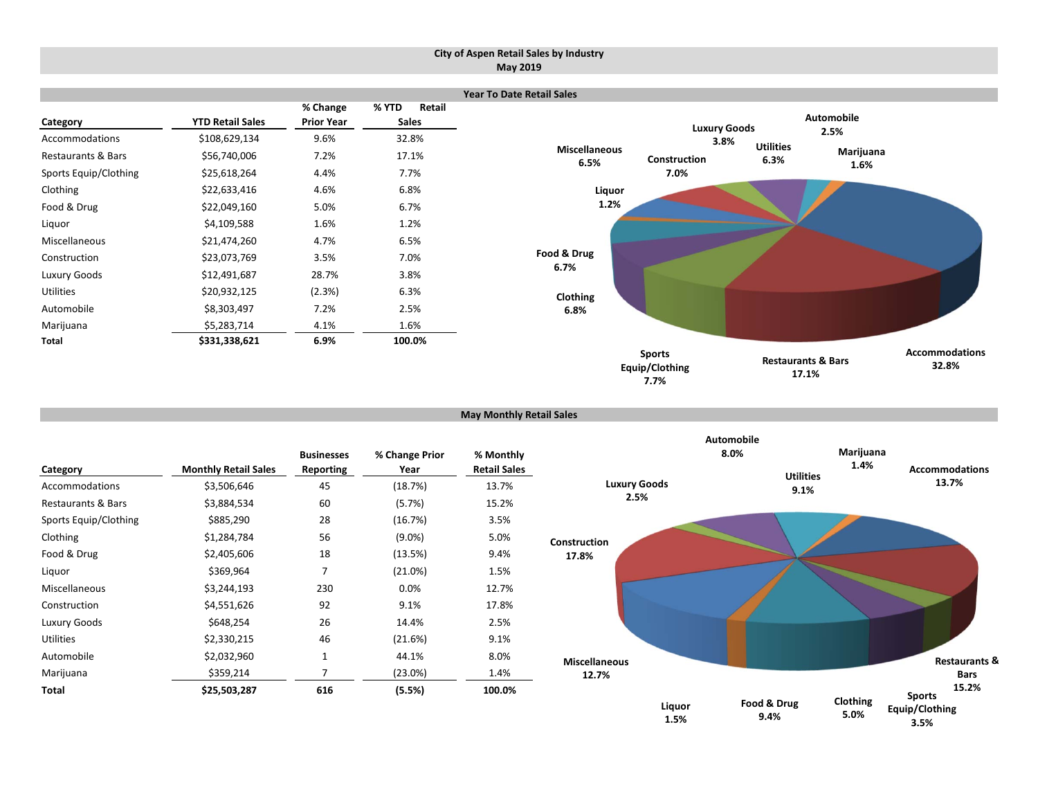# City of Aspen Retail Sales by Industry
## May 2019

### Year To Date Retail Sales

| Category | YTD Retail Sales | % Change Prior Year | % YTD Retail Sales |
|---|---|---|---|
| Accommodations | $108,629,134 | 9.6% | 32.8% |
| Restaurants & Bars | $56,740,006 | 7.2% | 17.1% |
| Sports Equip/Clothing | $25,618,264 | 4.4% | 7.7% |
| Clothing | $22,633,416 | 4.6% | 6.8% |
| Food & Drug | $22,049,160 | 5.0% | 6.7% |
| Liquor | $4,109,588 | 1.6% | 1.2% |
| Miscellaneous | $21,474,260 | 4.7% | 6.5% |
| Construction | $23,073,769 | 3.5% | 7.0% |
| Luxury Goods | $12,491,687 | 28.7% | 3.8% |
| Utilities | $20,932,125 | (2.3%) | 6.3% |
| Automobile | $8,303,497 | 7.2% | 2.5% |
| Marijuana | $5,283,714 | 4.1% | 1.6% |
| **Total** | **$331,338,621** | **6.9%** | **100.0%** |

### May Monthly Retail Sales

| Category | Monthly Retail Sales | Businesses Reporting | % Change Prior Year | % Monthly Retail Sales |
|---|---|---|---|---|
| Accommodations | $3,506,646 | 45 | (18.7%) | 13.7% |
| Restaurants & Bars | $3,884,534 | 60 | (5.7%) | 15.2% |
| Sports Equip/Clothing | $885,290 | 28 | (16.7%) | 3.5% |
| Clothing | $1,284,784 | 56 | (9.0%) | 5.0% |
| Food & Drug | $2,405,606 | 18 | (13.5%) | 9.4% |
| Liquor | $369,964 | 7 | (21.0%) | 1.5% |
| Miscellaneous | $3,244,193 | 230 | 0.0% | 12.7% |
| Construction | $4,551,626 | 92 | 9.1% | 17.8% |
| Luxury Goods | $648,254 | 26 | 14.4% | 2.5% |
| Utilities | $2,330,215 | 46 | (21.6%) | 9.1% |
| Automobile | $2,032,960 | 1 | 44.1% | 8.0% |
| Marijuana | $359,214 | 7 | (23.0%) | 1.4% |
| **Total** | **$25,503,287** | **616** | **(5.5%)** | **100.0%** |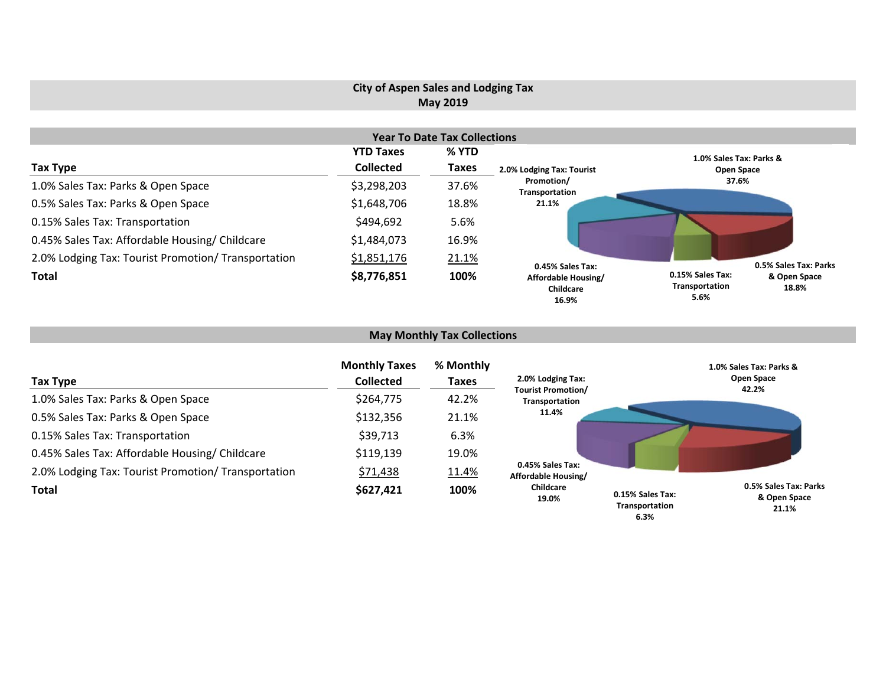# City of Aspen Sales and Lodging Tax
## May 2019

### Year To Date Tax Collections

| Tax Type | YTD Taxes Collected | % YTD Taxes |
|---|---|---|
| 1.0% Sales Tax: Parks & Open Space | $3,298,203 | 37.6% |
| 0.5% Sales Tax: Parks & Open Space | $1,648,706 | 18.8% |
| 0.15% Sales Tax: Transportation | $494,692 | 5.6% |
| 0.45% Sales Tax: Affordable Housing/ Childcare | $1,484,073 | 16.9% |
| 2.0% Lodging Tax: Tourist Promotion/ Transportation | $1,851,176 | 21.1% |
| **Total** | **$8,776,851** | **100%** |

2.0% Lodging Tax: Tourist Promotion/ Transportation 21.1%
1.0% Sales Tax: Parks & Open Space 37.6%
0.45% Sales Tax: Affordable Housing/ Childcare 16.9%
0.15% Sales Tax: Transportation 5.6%
0.5% Sales Tax: Parks & Open Space 18.8%

### May Monthly Tax Collections

| Tax Type | Monthly Taxes Collected | % Monthly Taxes |
|---|---|---|
| 1.0% Sales Tax: Parks & Open Space | $264,775 | 42.2% |
| 0.5% Sales Tax: Parks & Open Space | $132,356 | 21.1% |
| 0.15% Sales Tax: Transportation | $39,713 | 6.3% |
| 0.45% Sales Tax: Affordable Housing/ Childcare | $119,139 | 19.0% |
| 2.0% Lodging Tax: Tourist Promotion/ Transportation | $71,438 | 11.4% |
| **Total** | **$627,421** | **100%** |

2.0% Lodging Tax: Tourist Promotion/ Transportation 11.4%
1.0% Sales Tax: Parks & Open Space 42.2%
0.45% Sales Tax: Affordable Housing/ Childcare 19.0%
0.15% Sales Tax: Transportation 6.3%
0.5% Sales Tax: Parks & Open Space 21.1%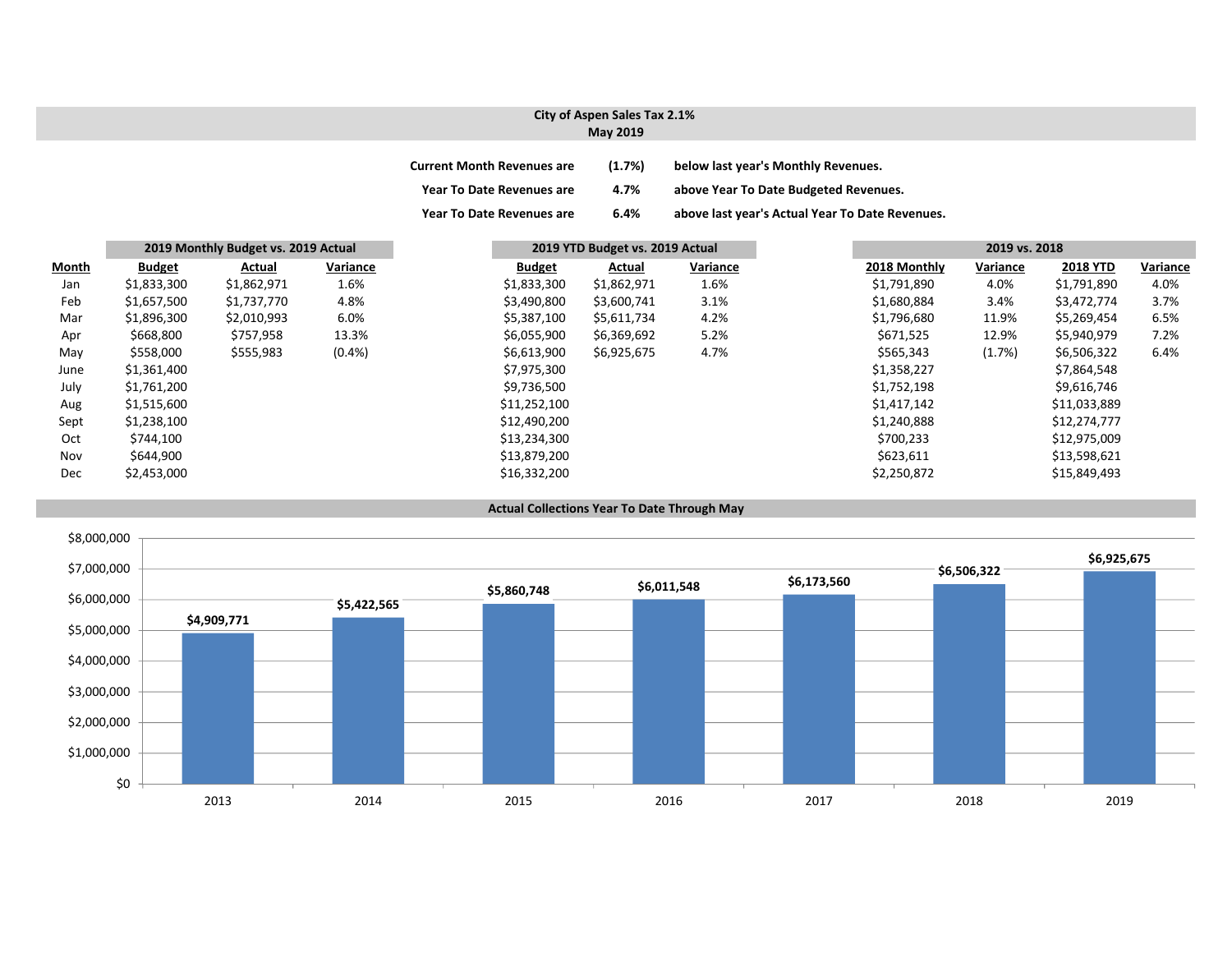## City of Aspen Sales Tax 2.1%
## May 2019

**Current Month Revenues are (1.7%) below last year's Monthly Revenues.**

**Year To Date Revenues are 4.7% above Year To Date Budgeted Revenues.**

**Year To Date Revenues are 6.4% above last year's Actual Year To Date Revenues.**

| | 2019 Monthly Budget vs. 2019 Actual | | | 2019 YTD Budget vs. 2019 Actual | | | 2019 vs. 2018 | | | |
|---|---|---|---|---|---|---|---|---|---|---|
| **Month** | **Budget** | **Actual** | **Variance** | **Budget** | **Actual** | **Variance** | **2018 Monthly** | **Variance** | **2018 YTD** | **Variance** |
| Jan | $1,833,300 | $1,862,971 | 1.6% | $1,833,300 | $1,862,971 | 1.6% | $1,791,890 | 4.0% | $1,791,890 | 4.0% |
| Feb | $1,657,500 | $1,737,770 | 4.8% | $3,490,800 | $3,600,741 | 3.1% | $1,680,884 | 3.4% | $3,472,774 | 3.7% |
| Mar | $1,896,300 | $2,010,993 | 6.0% | $5,387,100 | $5,611,734 | 4.2% | $1,796,680 | 11.9% | $5,269,454 | 6.5% |
| Apr | $668,800 | $757,958 | 13.3% | $6,055,900 | $6,369,692 | 5.2% | $671,525 | 12.9% | $5,940,979 | 7.2% |
| May | $558,000 | $555,983 | (0.4%) | $6,613,900 | $6,925,675 | 4.7% | $565,343 | (1.7%) | $6,506,322 | 6.4% |
| June | $1,361,400 | | | $7,975,300 | | | $1,358,227 | | $7,864,548 | |
| July | $1,761,200 | | | $9,736,500 | | | $1,752,198 | | $9,616,746 | |
| Aug | $1,515,600 | | | $11,252,100 | | | $1,417,142 | | $11,033,889 | |
| Sept | $1,238,100 | | | $12,490,200 | | | $1,240,888 | | $12,274,777 | |
| Oct | $744,100 | | | $13,234,300 | | | $700,233 | | $12,975,009 | |
| Nov | $644,900 | | | $13,879,200 | | | $623,611 | | $13,598,621 | |
| Dec | $2,453,000 | | | $16,332,200 | | | $2,250,872 | | $15,849,493 | |

### Actual Collections Year To Date Through May

| Year | Amount |
|---|---|
| 2013 | $4,909,771 |
| 2014 | $5,422,565 |
| 2015 | $5,860,748 |
| 2016 | $6,011,548 |
| 2017 | $6,173,560 |
| 2018 | $6,506,322 |
| 2019 | $6,925,675 |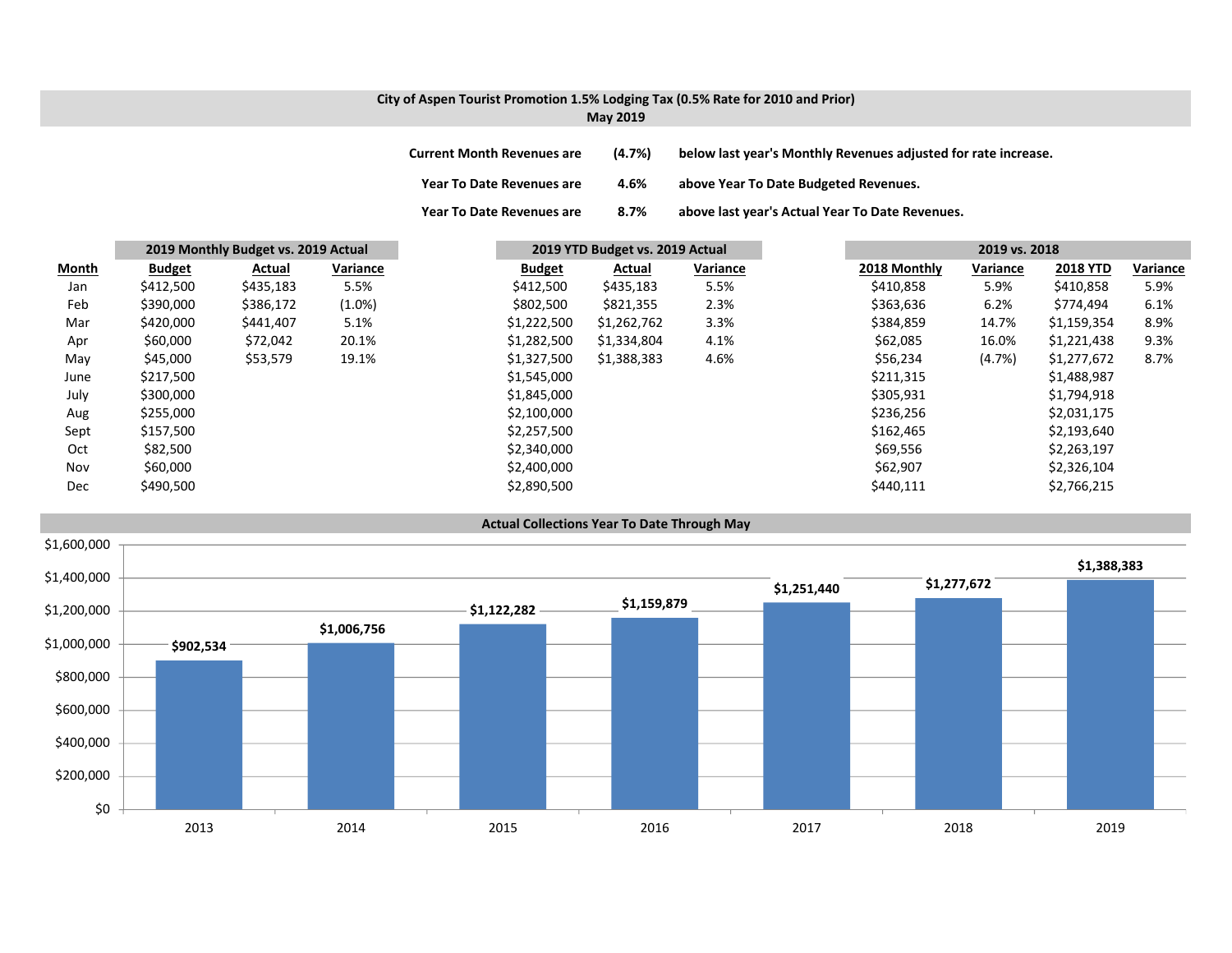## City of Aspen Tourist Promotion 1.5% Lodging Tax (0.5% Rate for 2010 and Prior)
### May 2019

| | | |
|---|---|---|
| **Current Month Revenues are** | **(4.7%)** | **below last year's Monthly Revenues adjusted for rate increase.** |
| **Year To Date Revenues are** | **4.6%** | **above Year To Date Budgeted Revenues.** |
| **Year To Date Revenues are** | **8.7%** | **above last year's Actual Year To Date Revenues.** |

| | 2019 Monthly Budget vs. 2019 Actual | | | 2019 YTD Budget vs. 2019 Actual | | | 2019 vs. 2018 | | | |
|---|---|---|---|---|---|---|---|---|---|---|
| **Month** | **Budget** | **Actual** | **Variance** | **Budget** | **Actual** | **Variance** | **2018 Monthly** | **Variance** | **2018 YTD** | **Variance** |
| Jan | $412,500 | $435,183 | 5.5% | $412,500 | $435,183 | 5.5% | $410,858 | 5.9% | $410,858 | 5.9% |
| Feb | $390,000 | $386,172 | (1.0%) | $802,500 | $821,355 | 2.3% | $363,636 | 6.2% | $774,494 | 6.1% |
| Mar | $420,000 | $441,407 | 5.1% | $1,222,500 | $1,262,762 | 3.3% | $384,859 | 14.7% | $1,159,354 | 8.9% |
| Apr | $60,000 | $72,042 | 20.1% | $1,282,500 | $1,334,804 | 4.1% | $62,085 | 16.0% | $1,221,438 | 9.3% |
| May | $45,000 | $53,579 | 19.1% | $1,327,500 | $1,388,383 | 4.6% | $56,234 | (4.7%) | $1,277,672 | 8.7% |
| June | $217,500 | | | $1,545,000 | | | $211,315 | | $1,488,987 | |
| July | $300,000 | | | $1,845,000 | | | $305,931 | | $1,794,918 | |
| Aug | $255,000 | | | $2,100,000 | | | $236,256 | | $2,031,175 | |
| Sept | $157,500 | | | $2,257,500 | | | $162,465 | | $2,193,640 | |
| Oct | $82,500 | | | $2,340,000 | | | $69,556 | | $2,263,197 | |
| Nov | $60,000 | | | $2,400,000 | | | $62,907 | | $2,326,104 | |
| Dec | $490,500 | | | $2,890,500 | | | $440,111 | | $2,766,215 | |

### Actual Collections Year To Date Through May

| Year | Collections |
|---|---|
| 2013 | $902,534 |
| 2014 | $1,006,756 |
| 2015 | $1,122,282 |
| 2016 | $1,159,879 |
| 2017 | $1,251,440 |
| 2018 | $1,277,672 |
| 2019 | $1,388,383 |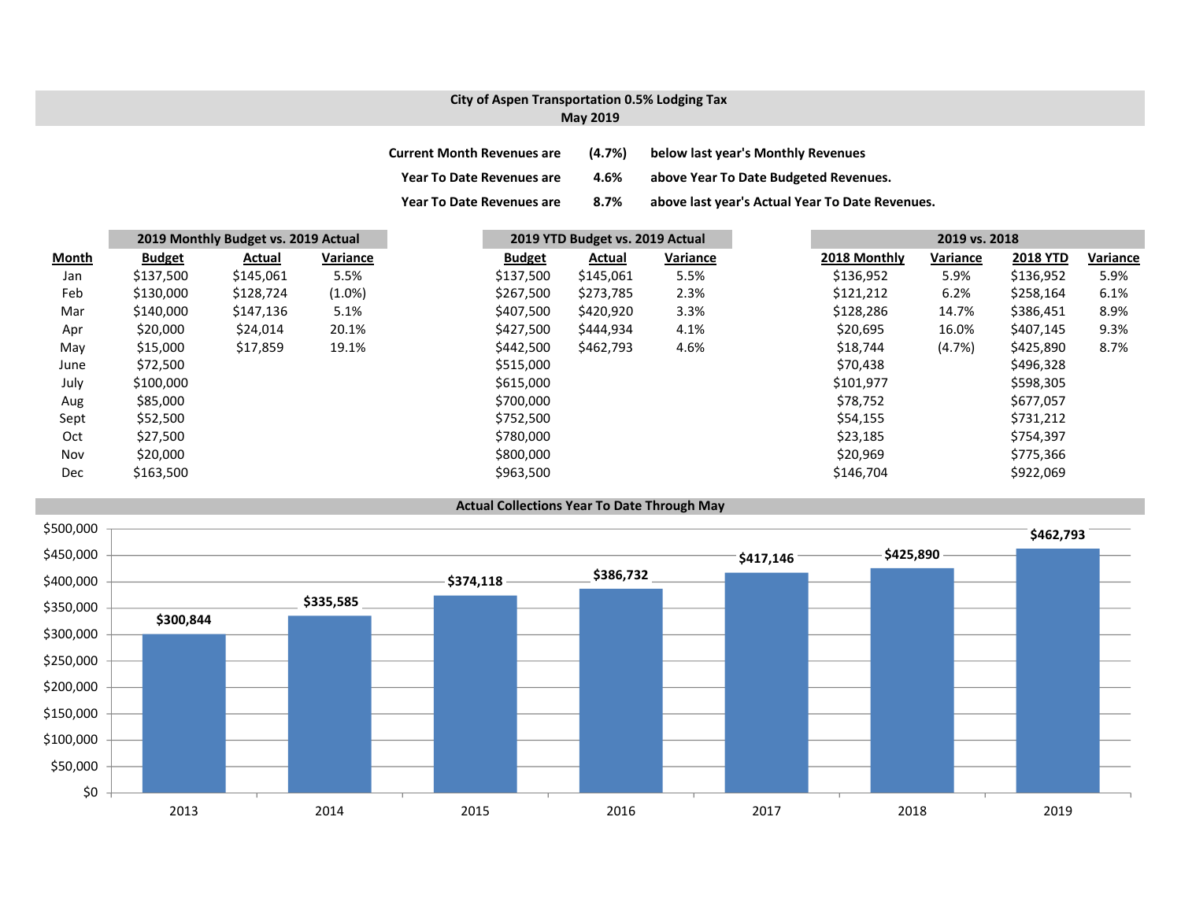## City of Aspen Transportation 0.5% Lodging Tax
## May 2019

**Current Month Revenues are (4.7%) below last year's Monthly Revenues**

**Year To Date Revenues are 4.6% above Year To Date Budgeted Revenues.**

**Year To Date Revenues are 8.7% above last year's Actual Year To Date Revenues.**

| | 2019 Monthly Budget vs. 2019 Actual | | | 2019 YTD Budget vs. 2019 Actual | | | 2019 vs. 2018 | | | |
|---|---|---|---|---|---|---|---|---|---|---|
| Month | Budget | Actual | Variance | Budget | Actual | Variance | 2018 Monthly | Variance | 2018 YTD | Variance |
| Jan | $137,500 | $145,061 | 5.5% | $137,500 | $145,061 | 5.5% | $136,952 | 5.9% | $136,952 | 5.9% |
| Feb | $130,000 | $128,724 | (1.0%) | $267,500 | $273,785 | 2.3% | $121,212 | 6.2% | $258,164 | 6.1% |
| Mar | $140,000 | $147,136 | 5.1% | $407,500 | $420,920 | 3.3% | $128,286 | 14.7% | $386,451 | 8.9% |
| Apr | $20,000 | $24,014 | 20.1% | $427,500 | $444,934 | 4.1% | $20,695 | 16.0% | $407,145 | 9.3% |
| May | $15,000 | $17,859 | 19.1% | $442,500 | $462,793 | 4.6% | $18,744 | (4.7%) | $425,890 | 8.7% |
| June | $72,500 | | | $515,000 | | | $70,438 | | $496,328 | |
| July | $100,000 | | | $615,000 | | | $101,977 | | $598,305 | |
| Aug | $85,000 | | | $700,000 | | | $78,752 | | $677,057 | |
| Sept | $52,500 | | | $752,500 | | | $54,155 | | $731,212 | |
| Oct | $27,500 | | | $780,000 | | | $23,185 | | $754,397 | |
| Nov | $20,000 | | | $800,000 | | | $20,969 | | $775,366 | |
| Dec | $163,500 | | | $963,500 | | | $146,704 | | $922,069 | |

### Actual Collections Year To Date Through May

| Year | Amount |
|---|---|
| 2013 | $300,844 |
| 2014 | $335,585 |
| 2015 | $374,118 |
| 2016 | $386,732 |
| 2017 | $417,146 |
| 2018 | $425,890 |
| 2019 | $462,793 |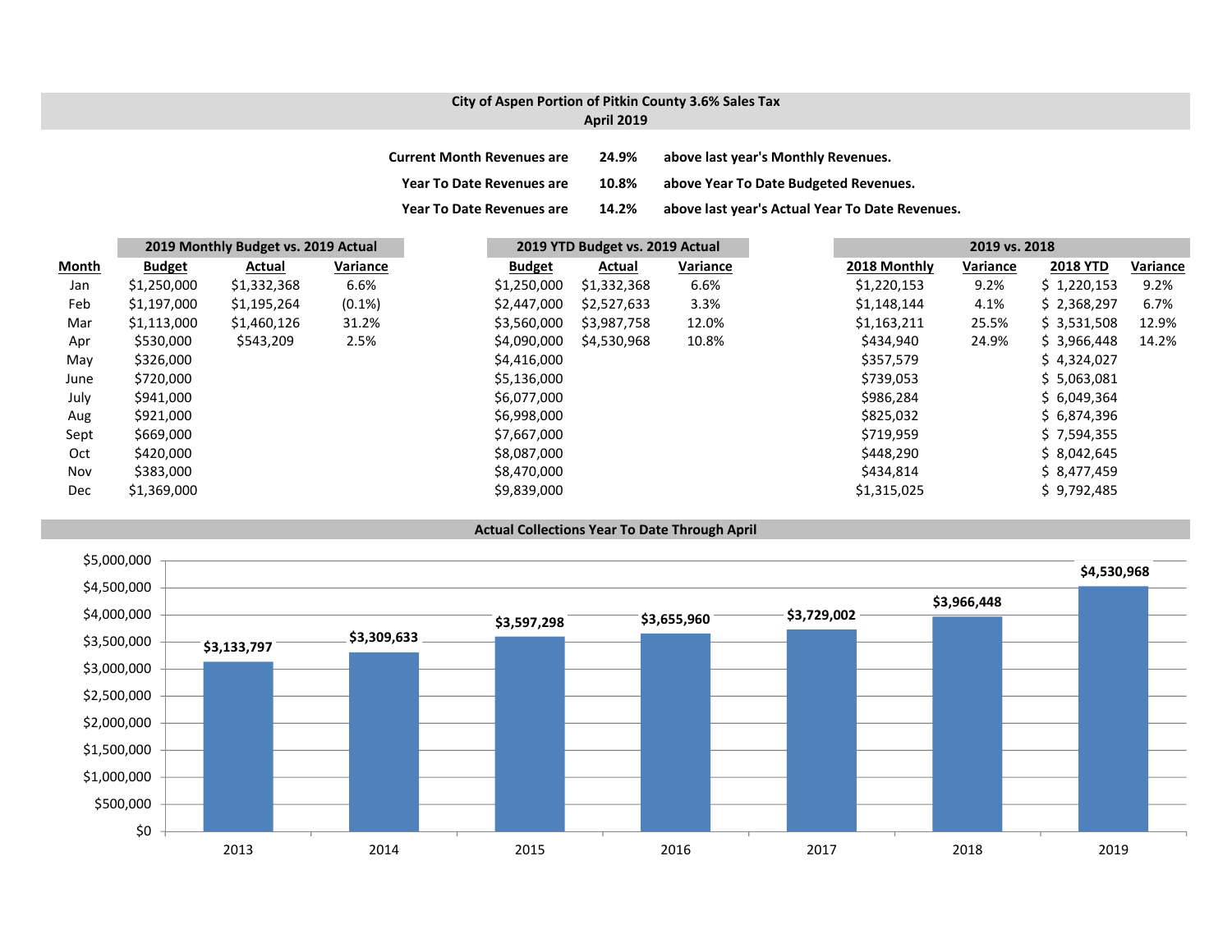## City of Aspen Portion of Pitkin County 3.6% Sales Tax
### April 2019

| | | |
|---|---|---|
| **Current Month Revenues are** | **24.9%** | **above last year's Monthly Revenues.** |
| **Year To Date Revenues are** | **10.8%** | **above Year To Date Budgeted Revenues.** |
| **Year To Date Revenues are** | **14.2%** | **above last year's Actual Year To Date Revenues.** |

| | 2019 Monthly Budget vs. 2019 Actual | | | 2019 YTD Budget vs. 2019 Actual | | | 2019 vs. 2018 | | | |
|---|---|---|---|---|---|---|---|---|---|---|
| **Month** | **Budget** | **Actual** | **Variance** | **Budget** | **Actual** | **Variance** | **2018 Monthly** | **Variance** | **2018 YTD** | **Variance** |
| Jan | $1,250,000 | $1,332,368 | 6.6% | $1,250,000 | $1,332,368 | 6.6% | $1,220,153 | 9.2% | $ 1,220,153 | 9.2% |
| Feb | $1,197,000 | $1,195,264 | (0.1%) | $2,447,000 | $2,527,633 | 3.3% | $1,148,144 | 4.1% | $ 2,368,297 | 6.7% |
| Mar | $1,113,000 | $1,460,126 | 31.2% | $3,560,000 | $3,987,758 | 12.0% | $1,163,211 | 25.5% | $ 3,531,508 | 12.9% |
| Apr | $530,000 | $543,209 | 2.5% | $4,090,000 | $4,530,968 | 10.8% | $434,940 | 24.9% | $ 3,966,448 | 14.2% |
| May | $326,000 | | | $4,416,000 | | | $357,579 | | $ 4,324,027 | |
| June | $720,000 | | | $5,136,000 | | | $739,053 | | $ 5,063,081 | |
| July | $941,000 | | | $6,077,000 | | | $986,284 | | $ 6,049,364 | |
| Aug | $921,000 | | | $6,998,000 | | | $825,032 | | $ 6,874,396 | |
| Sept | $669,000 | | | $7,667,000 | | | $719,959 | | $ 7,594,355 | |
| Oct | $420,000 | | | $8,087,000 | | | $448,290 | | $ 8,042,645 | |
| Nov | $383,000 | | | $8,470,000 | | | $434,814 | | $ 8,477,459 | |
| Dec | $1,369,000 | | | $9,839,000 | | | $1,315,025 | | $ 9,792,485 | |

### Actual Collections Year To Date Through April

| Year | Collections |
|---|---|
| 2013 | $3,133,797 |
| 2014 | $3,309,633 |
| 2015 | $3,597,298 |
| 2016 | $3,655,960 |
| 2017 | $3,729,002 |
| 2018 | $3,966,448 |
| 2019 | $4,530,968 |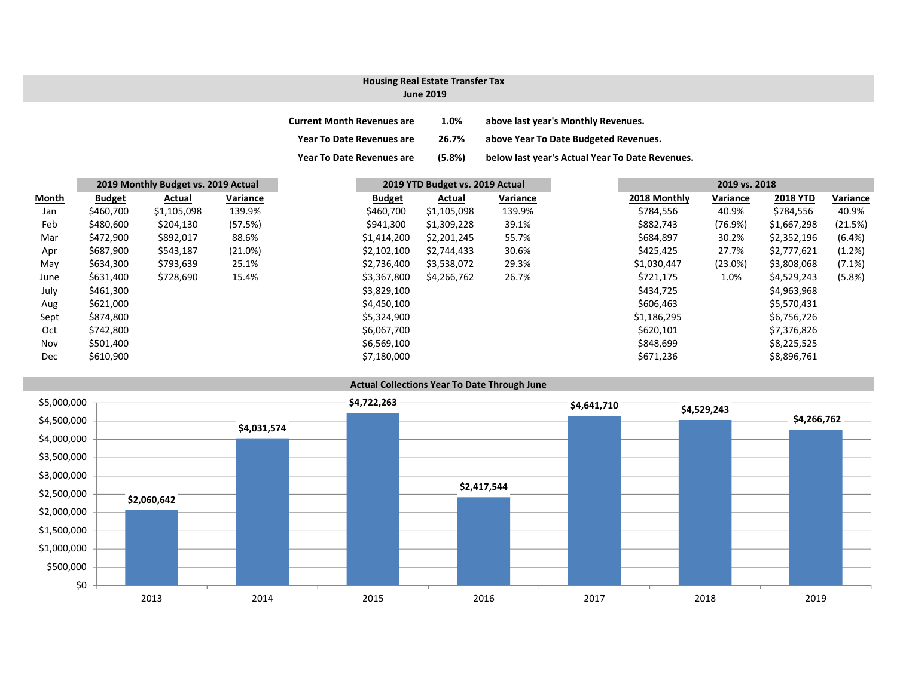## Housing Real Estate Transfer Tax
### June 2019

| | | |
|---|---|---|
| Current Month Revenues are | 1.0% | above last year's Monthly Revenues. |
| Year To Date Revenues are | 26.7% | above Year To Date Budgeted Revenues. |
| Year To Date Revenues are | (5.8%) | below last year's Actual Year To Date Revenues. |

| | 2019 Monthly Budget vs. 2019 Actual | | | 2019 YTD Budget vs. 2019 Actual | | | 2019 vs. 2018 | | | |
|---|---|---|---|---|---|---|---|---|---|---|
| Month | Budget | Actual | Variance | Budget | Actual | Variance | 2018 Monthly | Variance | 2018 YTD | Variance |
| Jan | $460,700 | $1,105,098 | 139.9% | $460,700 | $1,105,098 | 139.9% | $784,556 | 40.9% | $784,556 | 40.9% |
| Feb | $480,600 | $204,130 | (57.5%) | $941,300 | $1,309,228 | 39.1% | $882,743 | (76.9%) | $1,667,298 | (21.5%) |
| Mar | $472,900 | $892,017 | 88.6% | $1,414,200 | $2,201,245 | 55.7% | $684,897 | 30.2% | $2,352,196 | (6.4%) |
| Apr | $687,900 | $543,187 | (21.0%) | $2,102,100 | $2,744,433 | 30.6% | $425,425 | 27.7% | $2,777,621 | (1.2%) |
| May | $634,300 | $793,639 | 25.1% | $2,736,400 | $3,538,072 | 29.3% | $1,030,447 | (23.0%) | $3,808,068 | (7.1%) |
| June | $631,400 | $728,690 | 15.4% | $3,367,800 | $4,266,762 | 26.7% | $721,175 | 1.0% | $4,529,243 | (5.8%) |
| July | $461,300 | | | $3,829,100 | | | $434,725 | | $4,963,968 | |
| Aug | $621,000 | | | $4,450,100 | | | $606,463 | | $5,570,431 | |
| Sept | $874,800 | | | $5,324,900 | | | $1,186,295 | | $6,756,726 | |
| Oct | $742,800 | | | $6,067,700 | | | $620,101 | | $7,376,826 | |
| Nov | $501,400 | | | $6,569,100 | | | $848,699 | | $8,225,525 | |
| Dec | $610,900 | | | $7,180,000 | | | $671,236 | | $8,896,761 | |

### Actual Collections Year To Date Through June

| Year | Amount |
|---|---|
| 2013 | $2,060,642 |
| 2014 | $4,031,574 |
| 2015 | $4,722,263 |
| 2016 | $2,417,544 |
| 2017 | $4,641,710 |
| 2018 | $4,529,243 |
| 2019 | $4,266,762 |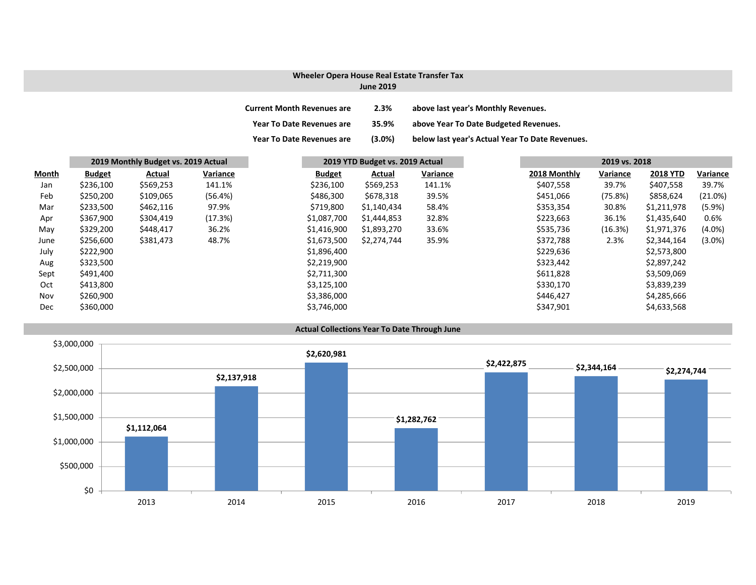**Wheeler Opera House Real Estate Transfer Tax**
**June 2019**

| | | |
|---|---|---|
| **Current Month Revenues are** | **2.3%** | **above last year's Monthly Revenues.** |
| **Year To Date Revenues are** | **35.9%** | **above Year To Date Budgeted Revenues.** |
| **Year To Date Revenues are** | **(3.0%)** | **below last year's Actual Year To Date Revenues.** |

| | 2019 Monthly Budget vs. 2019 Actual | | | 2019 YTD Budget vs. 2019 Actual | | | 2019 vs. 2018 | | | |
|---|---|---|---|---|---|---|---|---|---|---|
| **Month** | **Budget** | **Actual** | **Variance** | **Budget** | **Actual** | **Variance** | **2018 Monthly** | **Variance** | **2018 YTD** | **Variance** |
| Jan | $236,100 | $569,253 | 141.1% | $236,100 | $569,253 | 141.1% | $407,558 | 39.7% | $407,558 | 39.7% |
| Feb | $250,200 | $109,065 | (56.4%) | $486,300 | $678,318 | 39.5% | $451,066 | (75.8%) | $858,624 | (21.0%) |
| Mar | $233,500 | $462,116 | 97.9% | $719,800 | $1,140,434 | 58.4% | $353,354 | 30.8% | $1,211,978 | (5.9%) |
| Apr | $367,900 | $304,419 | (17.3%) | $1,087,700 | $1,444,853 | 32.8% | $223,663 | 36.1% | $1,435,640 | 0.6% |
| May | $329,200 | $448,417 | 36.2% | $1,416,900 | $1,893,270 | 33.6% | $535,736 | (16.3%) | $1,971,376 | (4.0%) |
| June | $256,600 | $381,473 | 48.7% | $1,673,500 | $2,274,744 | 35.9% | $372,788 | 2.3% | $2,344,164 | (3.0%) |
| July | $222,900 | | | $1,896,400 | | | $229,636 | | $2,573,800 | |
| Aug | $323,500 | | | $2,219,900 | | | $323,442 | | $2,897,242 | |
| Sept | $491,400 | | | $2,711,300 | | | $611,828 | | $3,509,069 | |
| Oct | $413,800 | | | $3,125,100 | | | $330,170 | | $3,839,239 | |
| Nov | $260,900 | | | $3,386,000 | | | $446,427 | | $4,285,666 | |
| Dec | $360,000 | | | $3,746,000 | | | $347,901 | | $4,633,568 | |

**Actual Collections Year To Date Through June**

$3,000,000
$2,500,000
$2,000,000
$1,500,000
$1,000,000
$500,000
$0

$1,112,064
$2,137,918
$2,620,981
$1,282,762
$2,422,875
$2,344,164
$2,274,744

2013
2014
2015
2016
2017
2018
2019